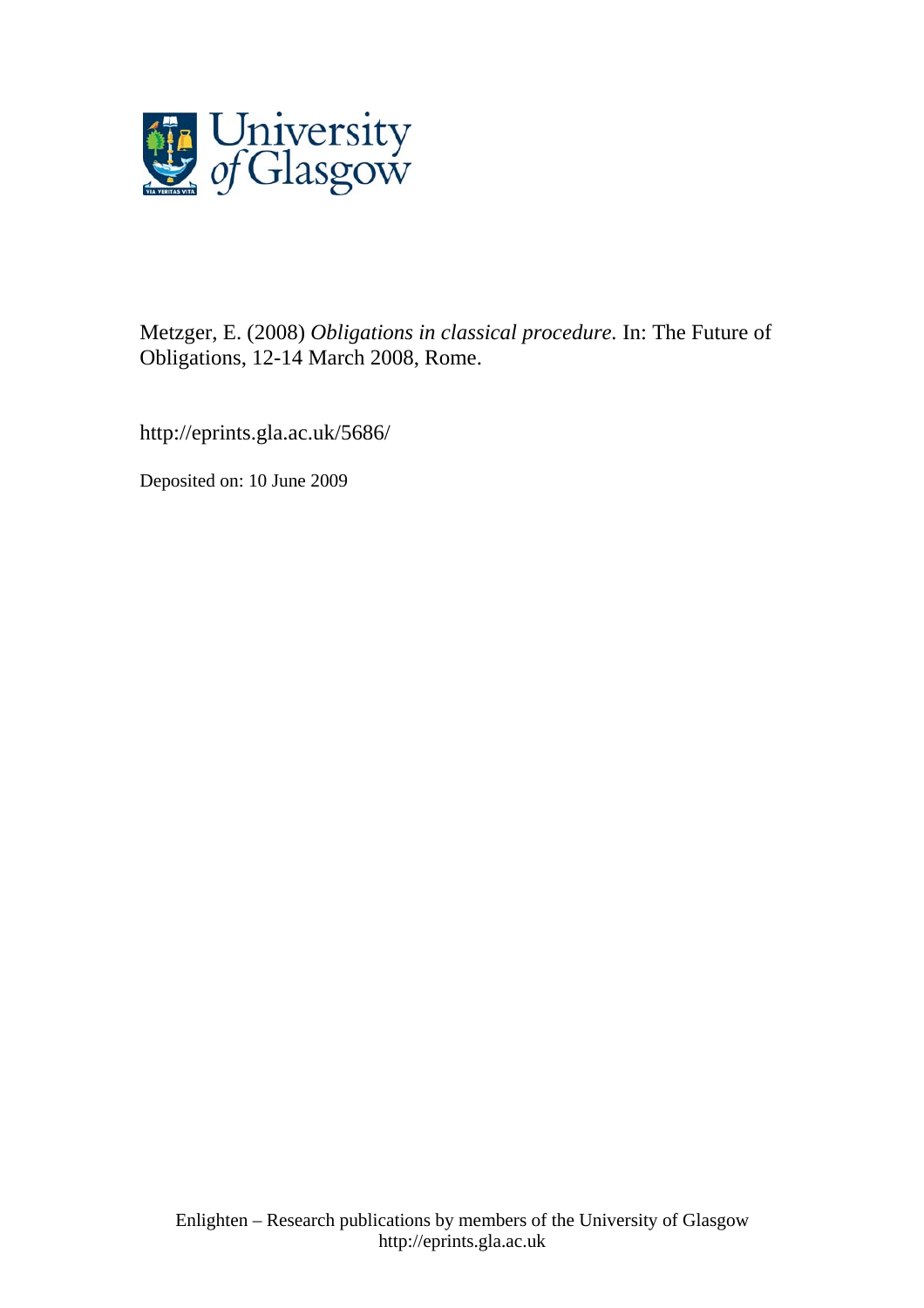Metzger, E. (2008) *Obligations in classical procedure.* In: The Future of Obligations, 12-14 March 2008, Rome.

http://eprints.gla.ac.uk/5686/

Deposited on: 10 June 2009

Enlighten – Research publications by members of the University of Glasgow
http://eprints.gla.ac.uk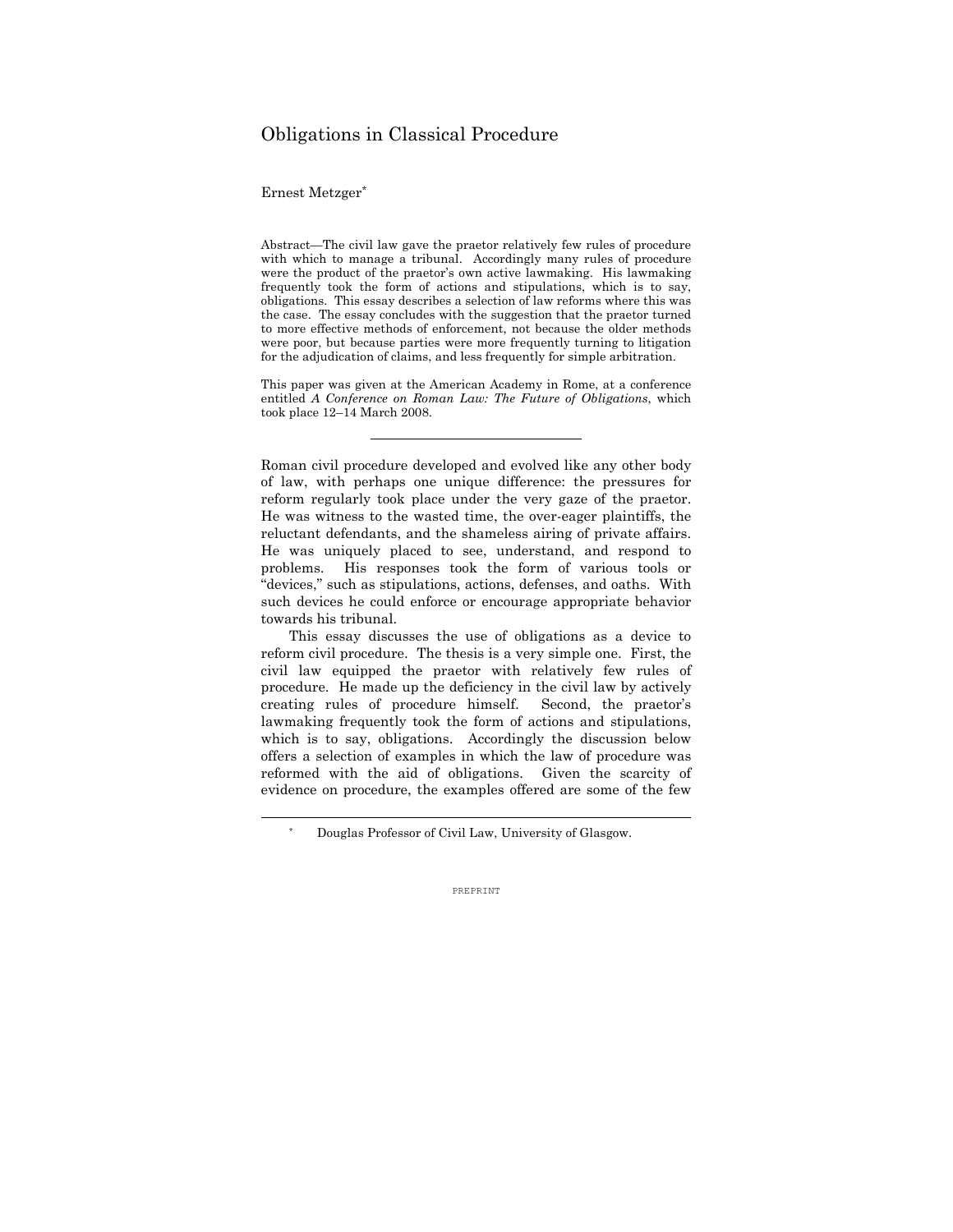# Obligations in Classical Procedure

Ernest Metzger[*]

Abstract—The civil law gave the praetor relatively few rules of procedure with which to manage a tribunal. Accordingly many rules of procedure were the product of the praetor's own active lawmaking. His lawmaking frequently took the form of actions and stipulations, which is to say, obligations. This essay describes a selection of law reforms where this was the case. The essay concludes with the suggestion that the praetor turned to more effective methods of enforcement, not because the older methods were poor, but because parties were more frequently turning to litigation for the adjudication of claims, and less frequently for simple arbitration.

This paper was given at the American Academy in Rome, at a conference entitled *A Conference on Roman Law: The Future of Obligations*, which took place 12–14 March 2008.

---

Roman civil procedure developed and evolved like any other body of law, with perhaps one unique difference: the pressures for reform regularly took place under the very gaze of the praetor. He was witness to the wasted time, the over-eager plaintiffs, the reluctant defendants, and the shameless airing of private affairs. He was uniquely placed to see, understand, and respond to problems. His responses took the form of various tools or "devices," such as stipulations, actions, defenses, and oaths. With such devices he could enforce or encourage appropriate behavior towards his tribunal.

This essay discusses the use of obligations as a device to reform civil procedure. The thesis is a very simple one. First, the civil law equipped the praetor with relatively few rules of procedure. He made up the deficiency in the civil law by actively creating rules of procedure himself. Second, the praetor's lawmaking frequently took the form of actions and stipulations, which is to say, obligations. Accordingly the discussion below offers a selection of examples in which the law of procedure was reformed with the aid of obligations. Given the scarcity of evidence on procedure, the examples offered are some of the few

---

[*] Douglas Professor of Civil Law, University of Glasgow.

PREPRINT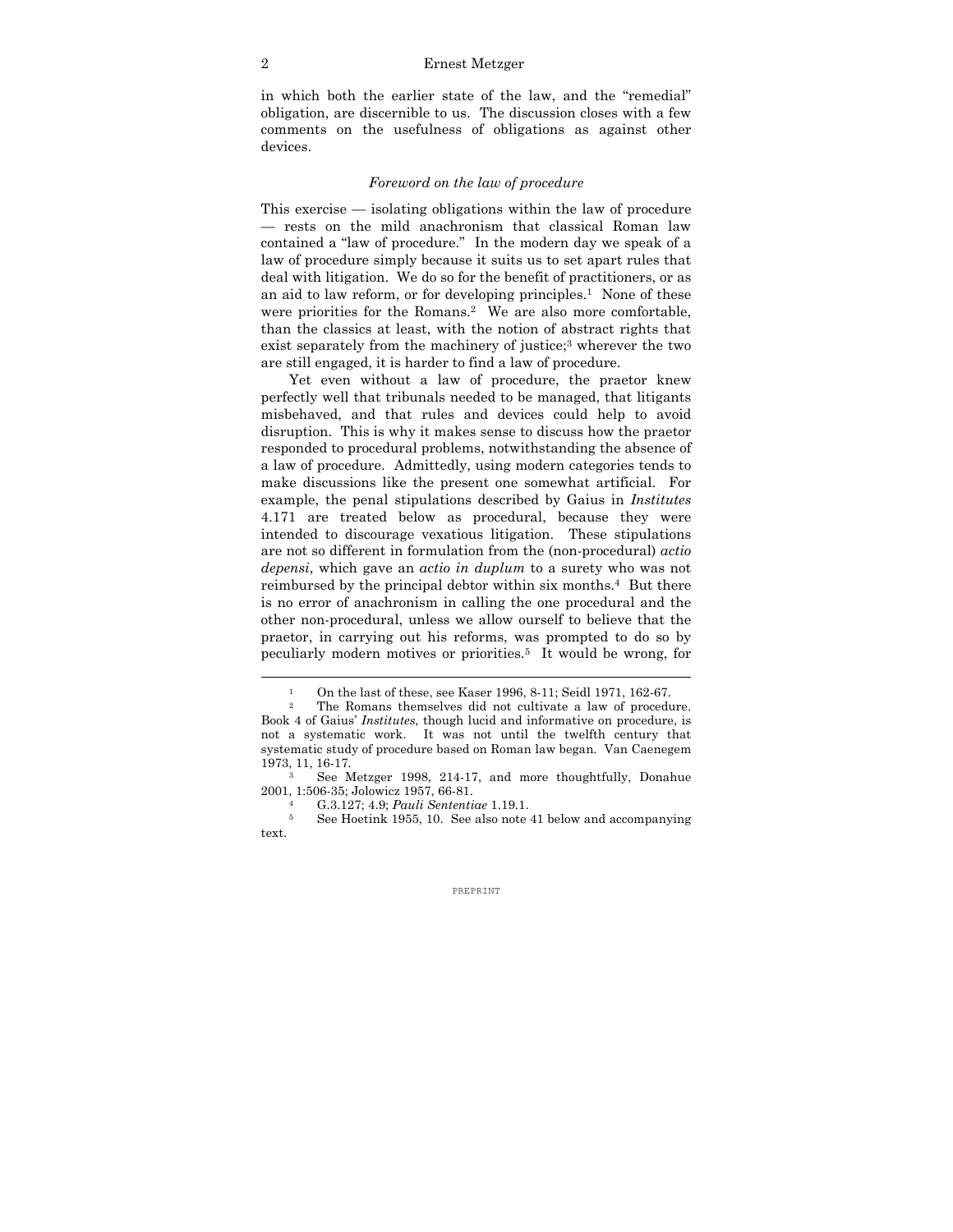in which both the earlier state of the law, and the "remedial" obligation, are discernible to us. The discussion closes with a few comments on the usefulness of obligations as against other devices.

### *Foreword on the law of procedure*

This exercise — isolating obligations within the law of procedure — rests on the mild anachronism that classical Roman law contained a "law of procedure." In the modern day we speak of a law of procedure simply because it suits us to set apart rules that deal with litigation. We do so for the benefit of practitioners, or as an aid to law reform, or for developing principles.[1] None of these were priorities for the Romans.[2] We are also more comfortable, than the classics at least, with the notion of abstract rights that exist separately from the machinery of justice;[3] wherever the two are still engaged, it is harder to find a law of procedure.

Yet even without a law of procedure, the praetor knew perfectly well that tribunals needed to be managed, that litigants misbehaved, and that rules and devices could help to avoid disruption. This is why it makes sense to discuss how the praetor responded to procedural problems, notwithstanding the absence of a law of procedure. Admittedly, using modern categories tends to make discussions like the present one somewhat artificial. For example, the penal stipulations described by Gaius in *Institutes* 4.171 are treated below as procedural, because they were intended to discourage vexatious litigation. These stipulations are not so different in formulation from the (non-procedural) *actio depensi*, which gave an *actio in duplum* to a surety who was not reimbursed by the principal debtor within six months.[4] But there is no error of anachronism in calling the one procedural and the other non-procedural, unless we allow ourself to believe that the praetor, in carrying out his reforms, was prompted to do so by peculiarly modern motives or priorities.[5] It would be wrong, for

---

[1] On the last of these, see Kaser 1996, 8-11; Seidl 1971, 162-67.

[2] The Romans themselves did not cultivate a law of procedure. Book 4 of Gaius' *Institutes*, though lucid and informative on procedure, is not a systematic work. It was not until the twelfth century that systematic study of procedure based on Roman law began. Van Caenegem 1973, 11, 16-17.

[3] See Metzger 1998, 214-17, and more thoughtfully, Donahue 2001, 1:506-35; Jolowicz 1957, 66-81.

[4] G.3.127; 4.9; *Pauli Sententiae* 1.19.1.

[5] See Hoetink 1955, 10. See also note 41 below and accompanying text.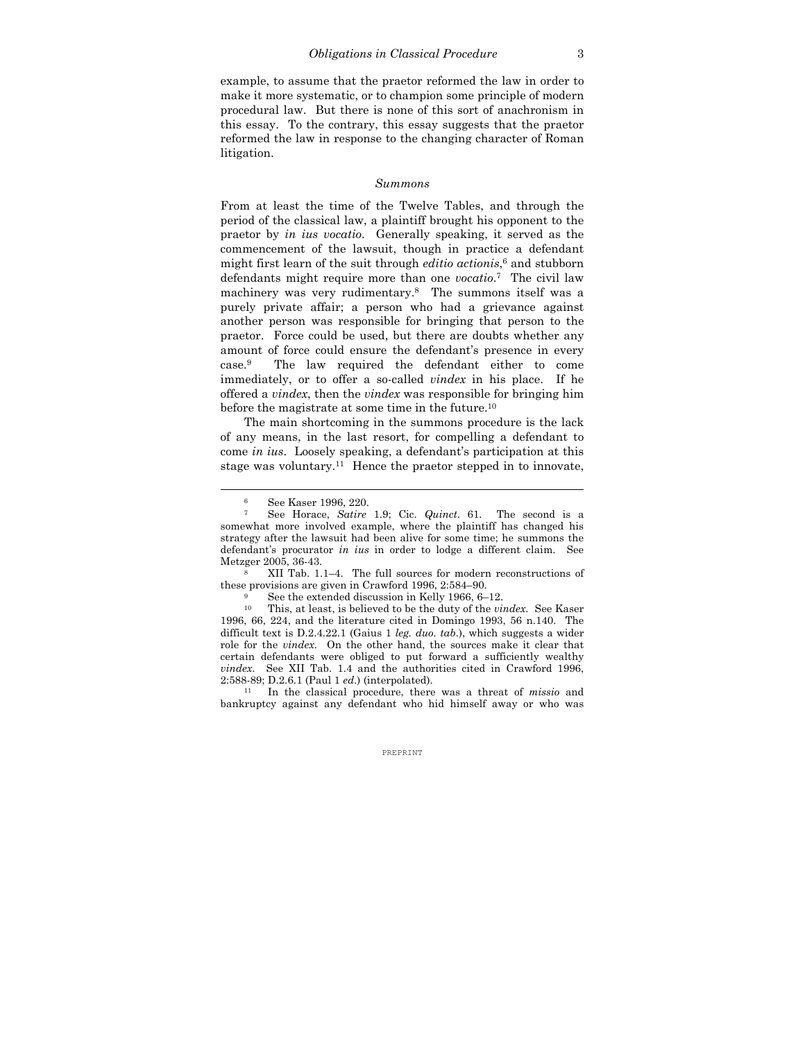example, to assume that the praetor reformed the law in order to make it more systematic, or to champion some principle of modern procedural law. But there is none of this sort of anachronism in this essay. To the contrary, this essay suggests that the praetor reformed the law in response to the changing character of Roman litigation.

### *Summons*

From at least the time of the Twelve Tables, and through the period of the classical law, a plaintiff brought his opponent to the praetor by *in ius vocatio*. Generally speaking, it served as the commencement of the lawsuit, though in practice a defendant might first learn of the suit through *editio actionis*,[6] and stubborn defendants might require more than one *vocatio*.[7] The civil law machinery was very rudimentary.[8] The summons itself was a purely private affair; a person who had a grievance against another person was responsible for bringing that person to the praetor. Force could be used, but there are doubts whether any amount of force could ensure the defendant's presence in every case.[9] The law required the defendant either to come immediately, or to offer a so-called *vindex* in his place. If he offered a *vindex*, then the *vindex* was responsible for bringing him before the magistrate at some time in the future.[10]

The main shortcoming in the summons procedure is the lack of any means, in the last resort, for compelling a defendant to come *in ius*. Loosely speaking, a defendant's participation at this stage was voluntary.[11] Hence the praetor stepped in to innovate,

---

[6] See Kaser 1996, 220.

[7] See Horace, *Satire* 1.9; Cic. *Quinct*. 61. The second is a somewhat more involved example, where the plaintiff has changed his strategy after the lawsuit had been alive for some time; he summons the defendant's procurator *in ius* in order to lodge a different claim. See Metzger 2005, 36-43.

[8] XII Tab. 1.1–4. The full sources for modern reconstructions of these provisions are given in Crawford 1996, 2:584–90.

[9] See the extended discussion in Kelly 1966, 6–12.

[10] This, at least, is believed to be the duty of the *vindex*. See Kaser 1996, 66, 224, and the literature cited in Domingo 1993, 56 n.140. The difficult text is D.2.4.22.1 (Gaius 1 *leg. duo. tab*.), which suggests a wider role for the *vindex*. On the other hand, the sources make it clear that certain defendants were obliged to put forward a sufficiently wealthy *vindex*. See XII Tab. 1.4 and the authorities cited in Crawford 1996, 2:588-89; D.2.6.1 (Paul 1 *ed*.) (interpolated).

[11] In the classical procedure, there was a threat of *missio* and bankruptcy against any defendant who hid himself away or who was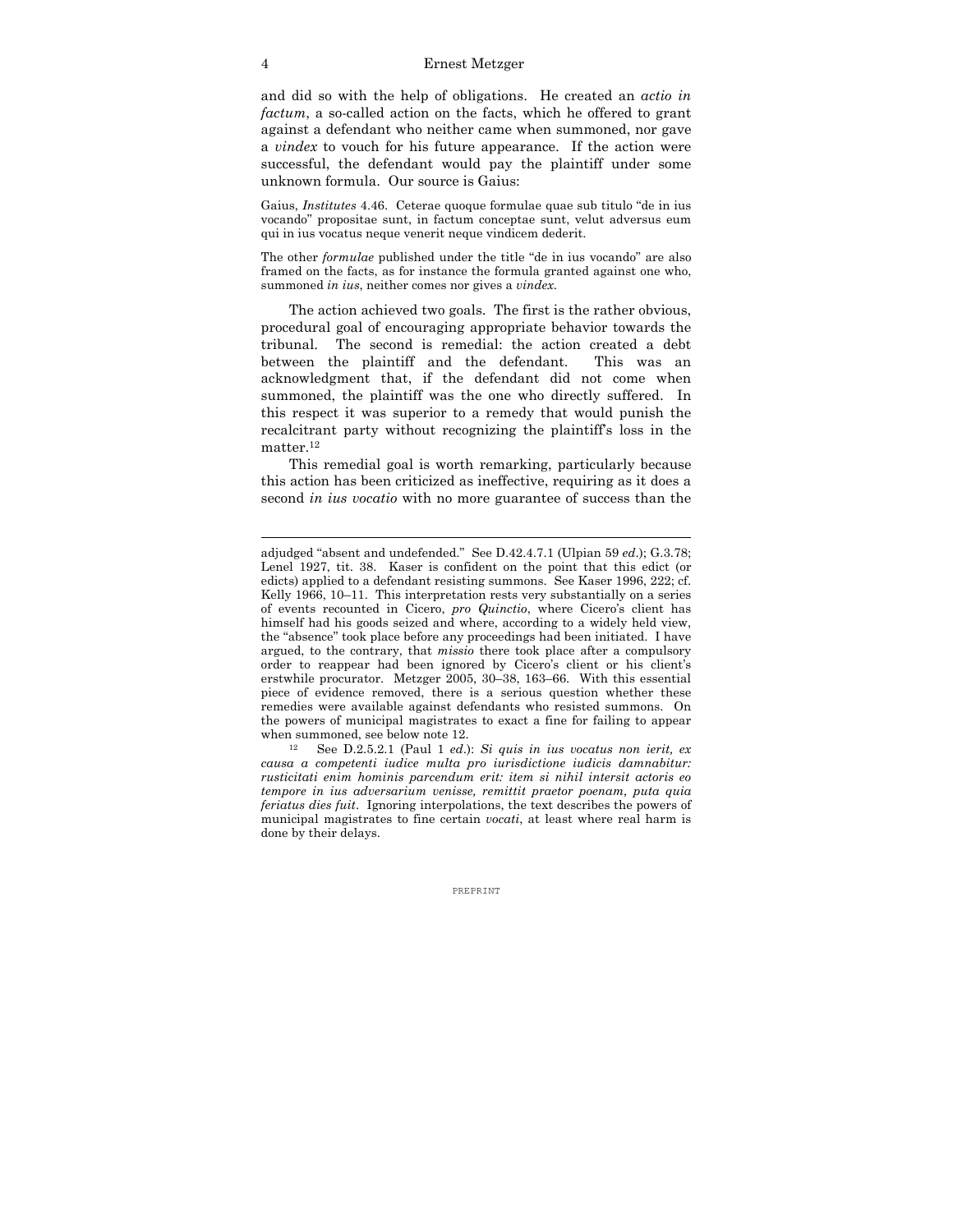and did so with the help of obligations. He created an *actio in factum*, a so-called action on the facts, which he offered to grant against a defendant who neither came when summoned, nor gave a *vindex* to vouch for his future appearance. If the action were successful, the defendant would pay the plaintiff under some unknown formula. Our source is Gaius:

Gaius, *Institutes* 4.46. Ceterae quoque formulae quae sub titulo "de in ius vocando" propositae sunt, in factum conceptae sunt, velut adversus eum qui in ius vocatus neque venerit neque vindicem dederit.

The other *formulae* published under the title "de in ius vocando" are also framed on the facts, as for instance the formula granted against one who, summoned *in ius*, neither comes nor gives a *vindex*.

The action achieved two goals. The first is the rather obvious, procedural goal of encouraging appropriate behavior towards the tribunal. The second is remedial: the action created a debt between the plaintiff and the defendant. This was an acknowledgment that, if the defendant did not come when summoned, the plaintiff was the one who directly suffered. In this respect it was superior to a remedy that would punish the recalcitrant party without recognizing the plaintiff's loss in the matter.[12]

This remedial goal is worth remarking, particularly because this action has been criticized as ineffective, requiring as it does a second *in ius vocatio* with no more guarantee of success than the

---

adjudged "absent and undefended." See D.42.4.7.1 (Ulpian 59 *ed.*); G.3.78; Lenel 1927, tit. 38. Kaser is confident on the point that this edict (or edicts) applied to a defendant resisting summons. See Kaser 1996, 222; cf. Kelly 1966, 10–11. This interpretation rests very substantially on a series of events recounted in Cicero, *pro Quinctio*, where Cicero's client has himself had his goods seized and where, according to a widely held view, the "absence" took place before any proceedings had been initiated. I have argued, to the contrary, that *missio* there took place after a compulsory order to reappear had been ignored by Cicero's client or his client's erstwhile procurator. Metzger 2005, 30–38, 163–66. With this essential piece of evidence removed, there is a serious question whether these remedies were available against defendants who resisted summons. On the powers of municipal magistrates to exact a fine for failing to appear when summoned, see below note 12.

[12] See D.2.5.2.1 (Paul 1 *ed.*): *Si quis in ius vocatus non ierit, ex causa a competenti iudice multa pro iurisdictione iudicis damnabitur: rusticitati enim hominis parcendum erit: item si nihil intersit actoris eo tempore in ius adversarium venisse, remittit praetor poenam, puta quia feriatus dies fuit*. Ignoring interpolations, the text describes the powers of municipal magistrates to fine certain *vocati*, at least where real harm is done by their delays.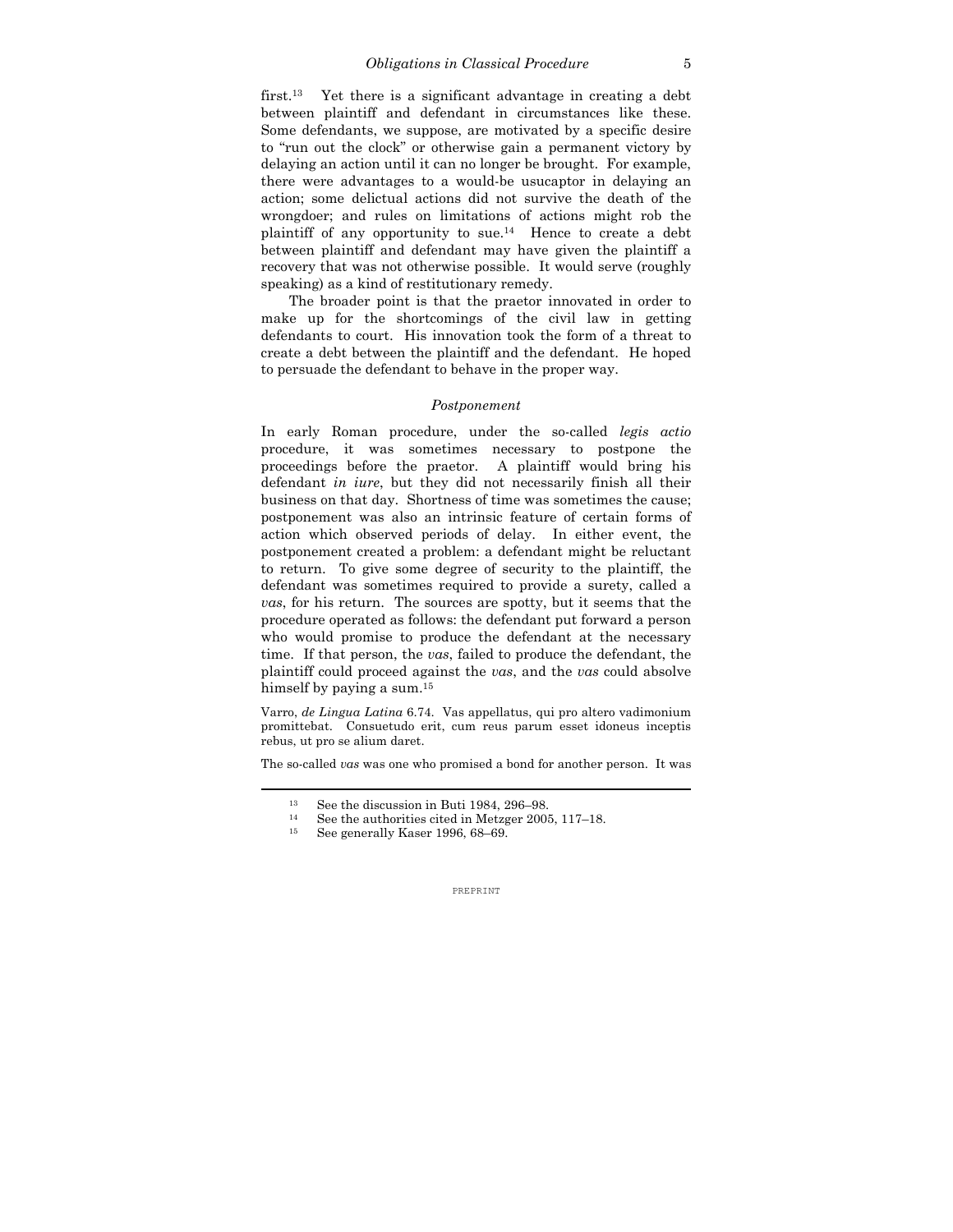first.[13] Yet there is a significant advantage in creating a debt between plaintiff and defendant in circumstances like these. Some defendants, we suppose, are motivated by a specific desire to "run out the clock" or otherwise gain a permanent victory by delaying an action until it can no longer be brought. For example, there were advantages to a would-be usucaptor in delaying an action; some delictual actions did not survive the death of the wrongdoer; and rules on limitations of actions might rob the plaintiff of any opportunity to sue.[14] Hence to create a debt between plaintiff and defendant may have given the plaintiff a recovery that was not otherwise possible. It would serve (roughly speaking) as a kind of restitutionary remedy.

The broader point is that the praetor innovated in order to make up for the shortcomings of the civil law in getting defendants to court. His innovation took the form of a threat to create a debt between the plaintiff and the defendant. He hoped to persuade the defendant to behave in the proper way.

### *Postponement*

In early Roman procedure, under the so-called *legis actio* procedure, it was sometimes necessary to postpone the proceedings before the praetor. A plaintiff would bring his defendant *in iure*, but they did not necessarily finish all their business on that day. Shortness of time was sometimes the cause; postponement was also an intrinsic feature of certain forms of action which observed periods of delay. In either event, the postponement created a problem: a defendant might be reluctant to return. To give some degree of security to the plaintiff, the defendant was sometimes required to provide a surety, called a *vas*, for his return. The sources are spotty, but it seems that the procedure operated as follows: the defendant put forward a person who would promise to produce the defendant at the necessary time. If that person, the *vas*, failed to produce the defendant, the plaintiff could proceed against the *vas*, and the *vas* could absolve himself by paying a sum.[15]

Varro, *de Lingua Latina* 6.74. Vas appellatus, qui pro altero vadimonium promittebat. Consuetudo erit, cum reus parum esset idoneus inceptis rebus, ut pro se alium daret.

The so-called *vas* was one who promised a bond for another person. It was

---

[13] See the discussion in Buti 1984, 296–98.

[14] See the authorities cited in Metzger 2005, 117–18.

[15] See generally Kaser 1996, 68–69.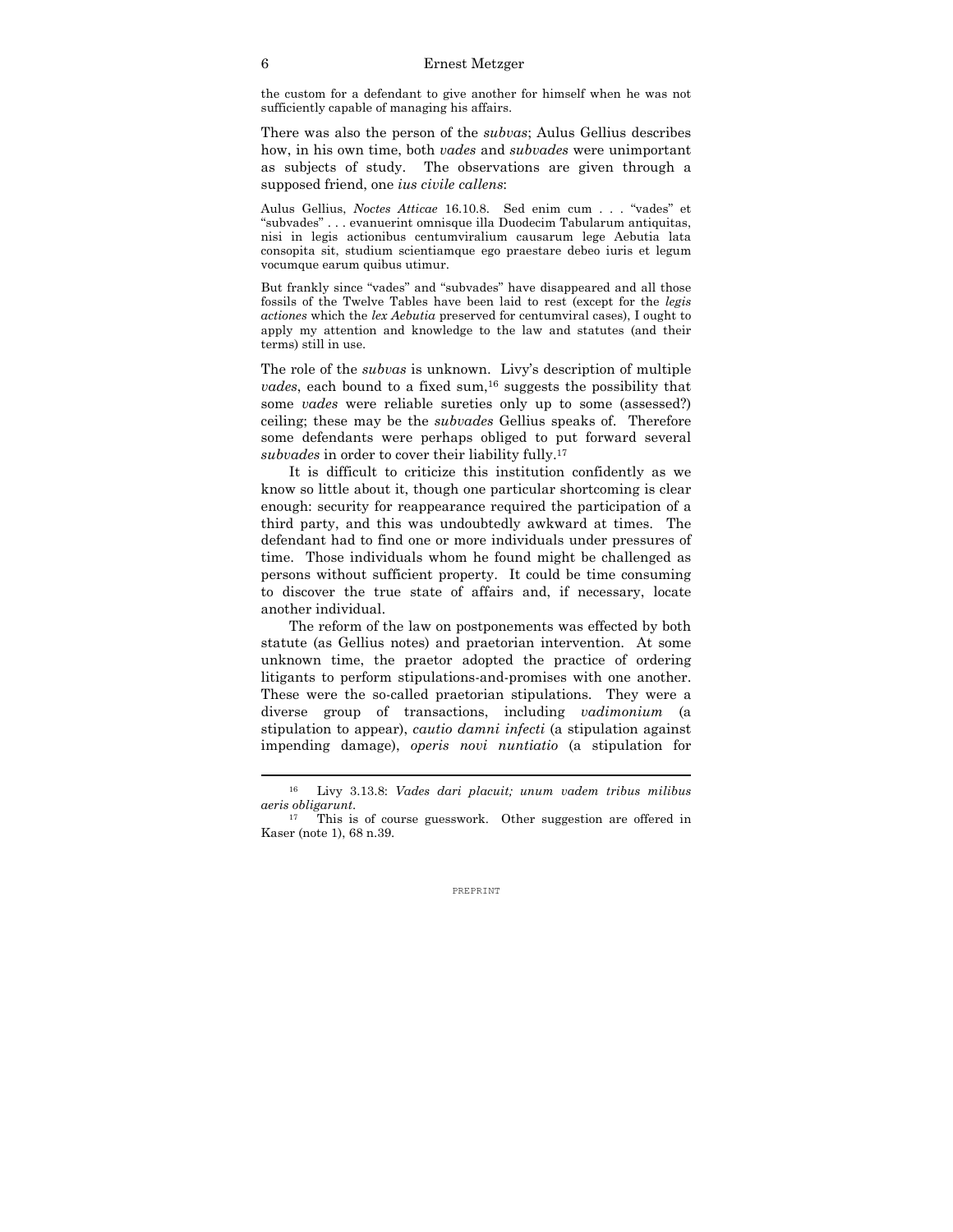the custom for a defendant to give another for himself when he was not sufficiently capable of managing his affairs.

There was also the person of the *subvas*; Aulus Gellius describes how, in his own time, both *vades* and *subvades* were unimportant as subjects of study. The observations are given through a supposed friend, one *ius civile callens*:

> Aulus Gellius, *Noctes Atticae* 16.10.8. Sed enim cum . . . "vades" et "subvades" . . . evanuerint omnisque illa Duodecim Tabularum antiquitas, nisi in legis actionibus centumviralium causarum lege Aebutia lata consopita sit, studium scientiamque ego praestare debeo iuris et legum vocumque earum quibus utimur.

> But frankly since "vades" and "subvades" have disappeared and all those fossils of the Twelve Tables have been laid to rest (except for the *legis actiones* which the *lex Aebutia* preserved for centumviral cases), I ought to apply my attention and knowledge to the law and statutes (and their terms) still in use.

The role of the *subvas* is unknown. Livy's description of multiple *vades*, each bound to a fixed sum,[16] suggests the possibility that some *vades* were reliable sureties only up to some (assessed?) ceiling; these may be the *subvades* Gellius speaks of. Therefore some defendants were perhaps obliged to put forward several *subvades* in order to cover their liability fully.[17]

It is difficult to criticize this institution confidently as we know so little about it, though one particular shortcoming is clear enough: security for reappearance required the participation of a third party, and this was undoubtedly awkward at times. The defendant had to find one or more individuals under pressures of time. Those individuals whom he found might be challenged as persons without sufficient property. It could be time consuming to discover the true state of affairs and, if necessary, locate another individual.

The reform of the law on postponements was effected by both statute (as Gellius notes) and praetorian intervention. At some unknown time, the praetor adopted the practice of ordering litigants to perform stipulations-and-promises with one another. These were the so-called praetorian stipulations. They were a diverse group of transactions, including *vadimonium* (a stipulation to appear), *cautio damni infecti* (a stipulation against impending damage), *operis novi nuntiatio* (a stipulation for

---

[16] Livy 3.13.8: *Vades dari placuit; unum vadem tribus milibus aeris obligarunt*.

[17] This is of course guesswork. Other suggestion are offered in Kaser (note 1), 68 n.39.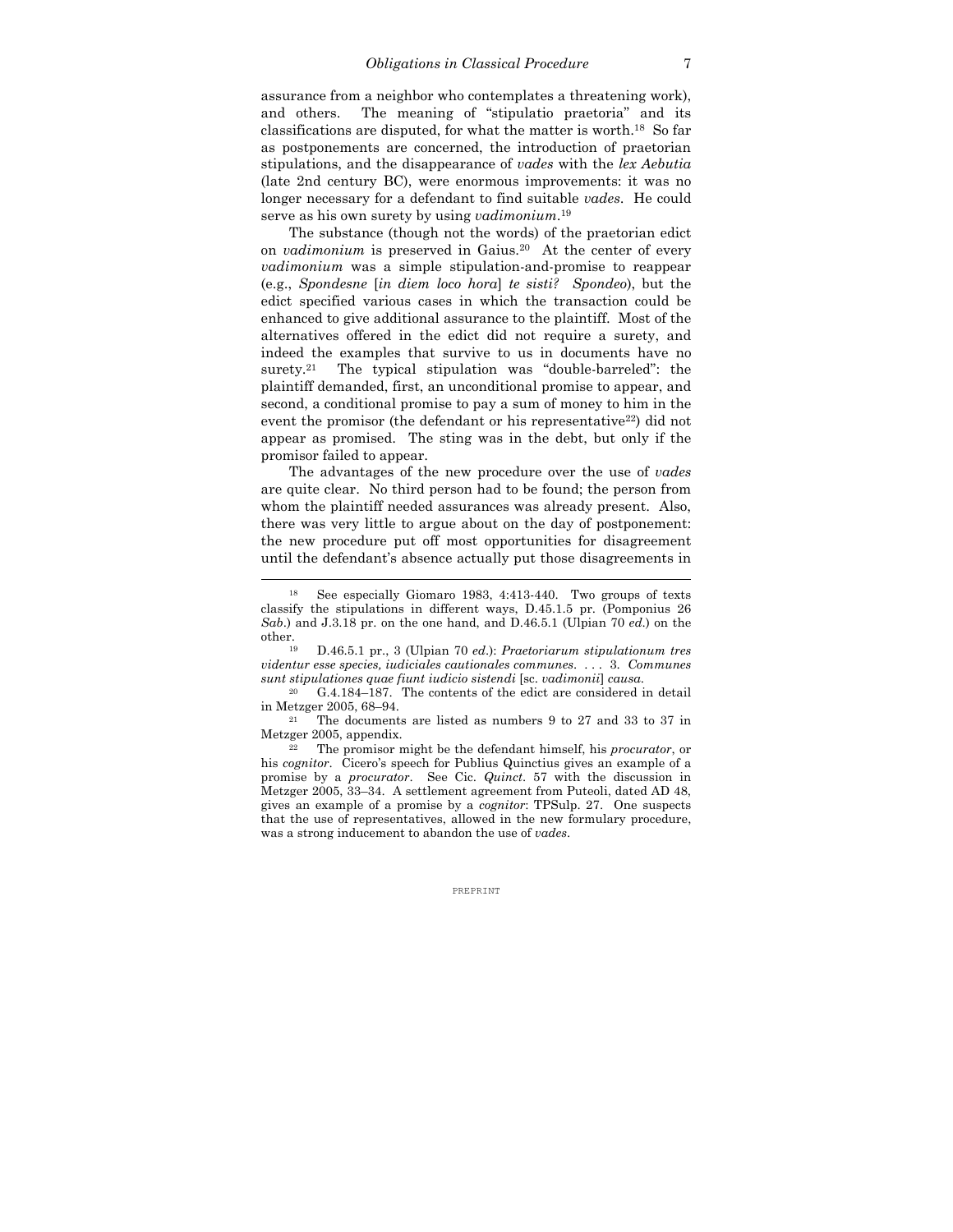assurance from a neighbor who contemplates a threatening work), and others. The meaning of "stipulatio praetoria" and its classifications are disputed, for what the matter is worth.[18] So far as postponements are concerned, the introduction of praetorian stipulations, and the disappearance of *vades* with the *lex Aebutia* (late 2nd century BC), were enormous improvements: it was no longer necessary for a defendant to find suitable *vades*. He could serve as his own surety by using *vadimonium*.[19]

The substance (though not the words) of the praetorian edict on *vadimonium* is preserved in Gaius.[20] At the center of every *vadimonium* was a simple stipulation-and-promise to reappear (e.g., *Spondesne* [*in diem loco hora*] *te sisti? Spondeo*), but the edict specified various cases in which the transaction could be enhanced to give additional assurance to the plaintiff. Most of the alternatives offered in the edict did not require a surety, and indeed the examples that survive to us in documents have no surety.[21] The typical stipulation was "double-barreled": the plaintiff demanded, first, an unconditional promise to appear, and second, a conditional promise to pay a sum of money to him in the event the promisor (the defendant or his representative[22]) did not appear as promised. The sting was in the debt, but only if the promisor failed to appear.

The advantages of the new procedure over the use of *vades* are quite clear. No third person had to be found; the person from whom the plaintiff needed assurances was already present. Also, there was very little to argue about on the day of postponement: the new procedure put off most opportunities for disagreement until the defendant's absence actually put those disagreements in

---

[18] See especially Giomaro 1983, 4:413-440. Two groups of texts classify the stipulations in different ways, D.45.1.5 pr. (Pomponius 26 *Sab*.) and J.3.18 pr. on the one hand, and D.46.5.1 (Ulpian 70 *ed*.) on the other.

[19] D.46.5.1 pr., 3 (Ulpian 70 *ed*.): *Praetoriarum stipulationum tres videntur esse species, iudiciales cautionales communes*. . . . 3. *Communes sunt stipulationes quae fiunt iudicio sistendi* [sc. *vadimonii*] *causa*.

[20] G.4.184–187. The contents of the edict are considered in detail in Metzger 2005, 68–94.

[21] The documents are listed as numbers 9 to 27 and 33 to 37 in Metzger 2005, appendix.

[22] The promisor might be the defendant himself, his *procurator*, or his *cognitor*. Cicero's speech for Publius Quinctius gives an example of a promise by a *procurator*. See Cic. *Quinct*. 57 with the discussion in Metzger 2005, 33–34. A settlement agreement from Puteoli, dated AD 48, gives an example of a promise by a *cognitor*: TPSulp. 27. One suspects that the use of representatives, allowed in the new formulary procedure, was a strong inducement to abandon the use of *vades*.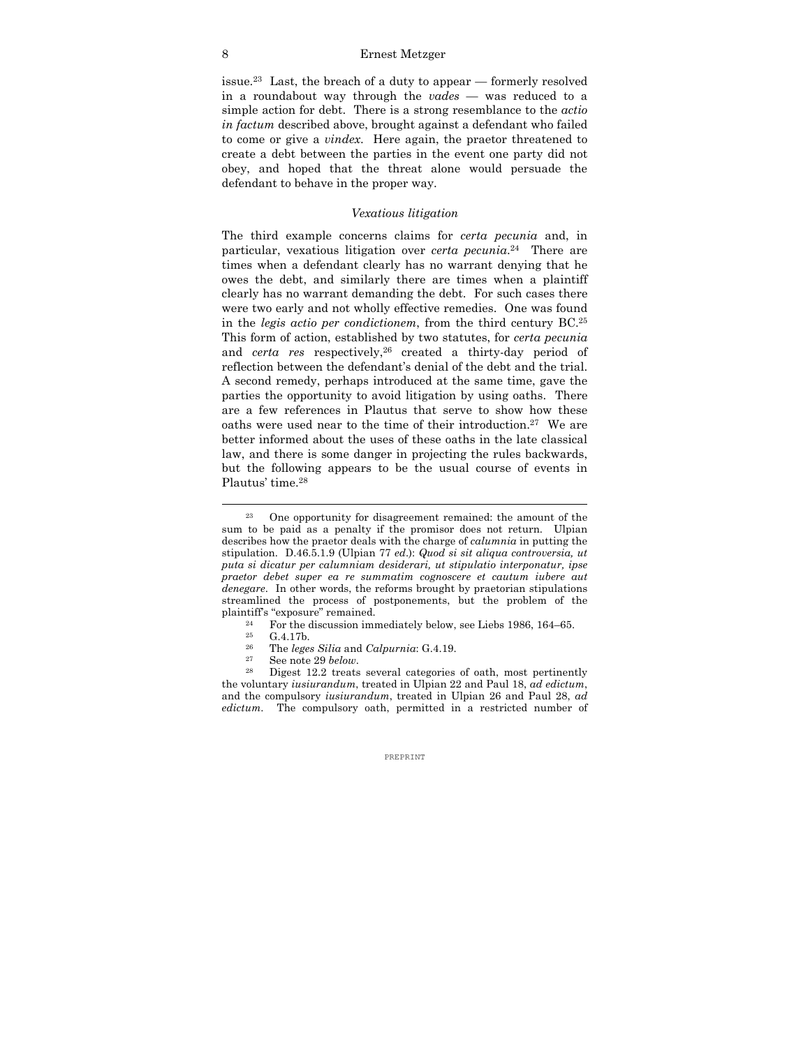issue.[23] Last, the breach of a duty to appear — formerly resolved in a roundabout way through the *vades* — was reduced to a simple action for debt. There is a strong resemblance to the *actio in factum* described above, brought against a defendant who failed to come or give a *vindex*. Here again, the praetor threatened to create a debt between the parties in the event one party did not obey, and hoped that the threat alone would persuade the defendant to behave in the proper way.

### *Vexatious litigation*

The third example concerns claims for *certa pecunia* and, in particular, vexatious litigation over *certa pecunia*.[24] There are times when a defendant clearly has no warrant denying that he owes the debt, and similarly there are times when a plaintiff clearly has no warrant demanding the debt. For such cases there were two early and not wholly effective remedies. One was found in the *legis actio per condictionem*, from the third century BC.[25] This form of action, established by two statutes, for *certa pecunia* and *certa res* respectively,[26] created a thirty-day period of reflection between the defendant's denial of the debt and the trial. A second remedy, perhaps introduced at the same time, gave the parties the opportunity to avoid litigation by using oaths. There are a few references in Plautus that serve to show how these oaths were used near to the time of their introduction.[27] We are better informed about the uses of these oaths in the late classical law, and there is some danger in projecting the rules backwards, but the following appears to be the usual course of events in Plautus' time.[28]

---

[23] One opportunity for disagreement remained: the amount of the sum to be paid as a penalty if the promisor does not return. Ulpian describes how the praetor deals with the charge of *calumnia* in putting the stipulation. D.46.5.1.9 (Ulpian 77 *ed.*): *Quod si sit aliqua controversia, ut puta si dicatur per calumniam desiderari, ut stipulatio interponatur, ipse praetor debet super ea re summatim cognoscere et cautum iubere aut denegare*. In other words, the reforms brought by praetorian stipulations streamlined the process of postponements, but the problem of the plaintiff's "exposure" remained.

[24] For the discussion immediately below, see Liebs 1986, 164–65.

[25] G.4.17b.

[26] The *leges Silia* and *Calpurnia*: G.4.19.

[27] See note 29 *below*.

[28] Digest 12.2 treats several categories of oath, most pertinently the voluntary *iusiurandum*, treated in Ulpian 22 and Paul 18, *ad edictum*, and the compulsory *iusiurandum*, treated in Ulpian 26 and Paul 28, *ad edictum*. The compulsory oath, permitted in a restricted number of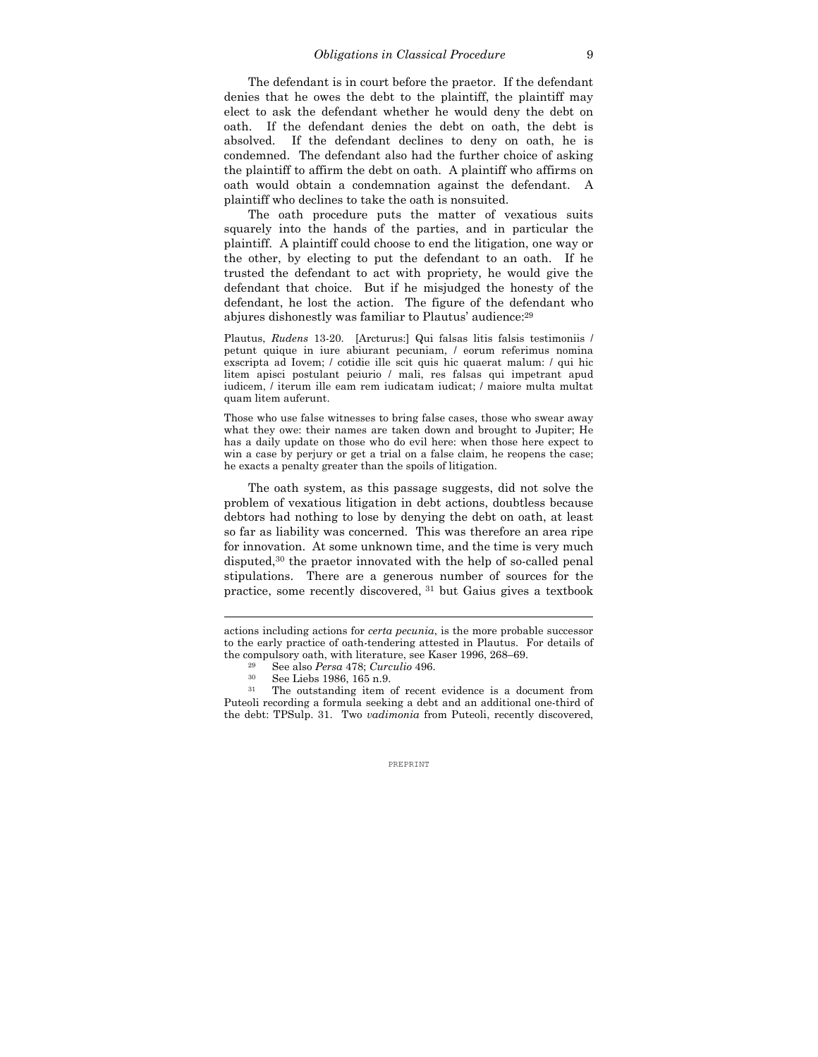The defendant is in court before the praetor. If the defendant denies that he owes the debt to the plaintiff, the plaintiff may elect to ask the defendant whether he would deny the debt on oath. If the defendant denies the debt on oath, the debt is absolved. If the defendant declines to deny on oath, he is condemned. The defendant also had the further choice of asking the plaintiff to affirm the debt on oath. A plaintiff who affirms on oath would obtain a condemnation against the defendant. A plaintiff who declines to take the oath is nonsuited.

The oath procedure puts the matter of vexatious suits squarely into the hands of the parties, and in particular the plaintiff. A plaintiff could choose to end the litigation, one way or the other, by electing to put the defendant to an oath. If he trusted the defendant to act with propriety, he would give the defendant that choice. But if he misjudged the honesty of the defendant, he lost the action. The figure of the defendant who abjures dishonestly was familiar to Plautus' audience:[29]

> Plautus, *Rudens* 13-20. [Arcturus:] Qui falsas litis falsis testimoniis / petunt quique in iure abiurant pecuniam, / eorum referimus nomina exscripta ad Iovem; / cotidie ille scit quis hic quaerat malum: / qui hic litem apisci postulant peiurio / mali, res falsas qui impetrant apud iudicem, / iterum ille eam rem iudicatam iudicat; / maiore multa multat quam litem auferunt.
>
> Those who use false witnesses to bring false cases, those who swear away what they owe: their names are taken down and brought to Jupiter; He has a daily update on those who do evil here: when those here expect to win a case by perjury or get a trial on a false claim, he reopens the case; he exacts a penalty greater than the spoils of litigation.

The oath system, as this passage suggests, did not solve the problem of vexatious litigation in debt actions, doubtless because debtors had nothing to lose by denying the debt on oath, at least so far as liability was concerned. This was therefore an area ripe for innovation. At some unknown time, and the time is very much disputed,[30] the praetor innovated with the help of so-called penal stipulations. There are a generous number of sources for the practice, some recently discovered,[31] but Gaius gives a textbook

---

actions including actions for *certa pecunia*, is the more probable successor to the early practice of oath-tendering attested in Plautus. For details of the compulsory oath, with literature, see Kaser 1996, 268–69.

[29] See also *Persa* 478; *Curculio* 496.

[30] See Liebs 1986, 165 n.9.

[31] The outstanding item of recent evidence is a document from Puteoli recording a formula seeking a debt and an additional one-third of the debt: TPSulp. 31. Two *vadimonia* from Puteoli, recently discovered,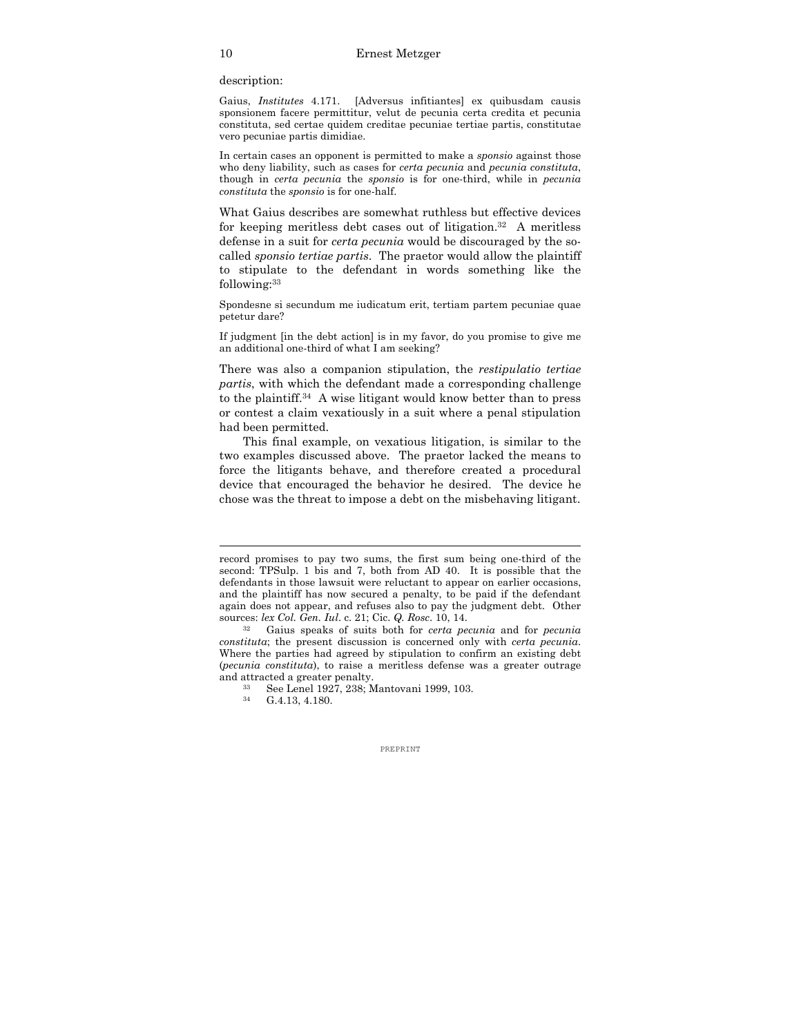description:

Gaius, *Institutes* 4.171. [Adversus infitiantes] ex quibusdam causis sponsionem facere permittitur, velut de pecunia certa credita et pecunia constituta, sed certae quidem creditae pecuniae tertiae partis, constitutae vero pecuniae partis dimidiae.

In certain cases an opponent is permitted to make a *sponsio* against those who deny liability, such as cases for *certa pecunia* and *pecunia constituta*, though in *certa pecunia* the *sponsio* is for one-third, while in *pecunia constituta* the *sponsio* is for one-half.

What Gaius describes are somewhat ruthless but effective devices for keeping meritless debt cases out of litigation.[32] A meritless defense in a suit for *certa pecunia* would be discouraged by the so-called *sponsio tertiae partis*. The praetor would allow the plaintiff to stipulate to the defendant in words something like the following:[33]

Spondesne si secundum me iudicatum erit, tertiam partem pecuniae quae petetur dare?

If judgment [in the debt action] is in my favor, do you promise to give me an additional one-third of what I am seeking?

There was also a companion stipulation, the *restipulatio tertiae partis*, with which the defendant made a corresponding challenge to the plaintiff.[34] A wise litigant would know better than to press or contest a claim vexatiously in a suit where a penal stipulation had been permitted.

This final example, on vexatious litigation, is similar to the two examples discussed above. The praetor lacked the means to force the litigants behave, and therefore created a procedural device that encouraged the behavior he desired. The device he chose was the threat to impose a debt on the misbehaving litigant.

---

record promises to pay two sums, the first sum being one-third of the second: TPSulp. 1 bis and 7, both from AD 40. It is possible that the defendants in those lawsuit were reluctant to appear on earlier occasions, and the plaintiff has now secured a penalty, to be paid if the defendant again does not appear, and refuses also to pay the judgment debt. Other sources: *lex Col. Gen. Iul*. c. 21; Cic. *Q. Rosc*. 10, 14.

[32] Gaius speaks of suits both for *certa pecunia* and for *pecunia constituta*; the present discussion is concerned only with *certa pecunia*. Where the parties had agreed by stipulation to confirm an existing debt (*pecunia constituta*), to raise a meritless defense was a greater outrage and attracted a greater penalty.

[33] See Lenel 1927, 238; Mantovani 1999, 103.

[34] G.4.13, 4.180.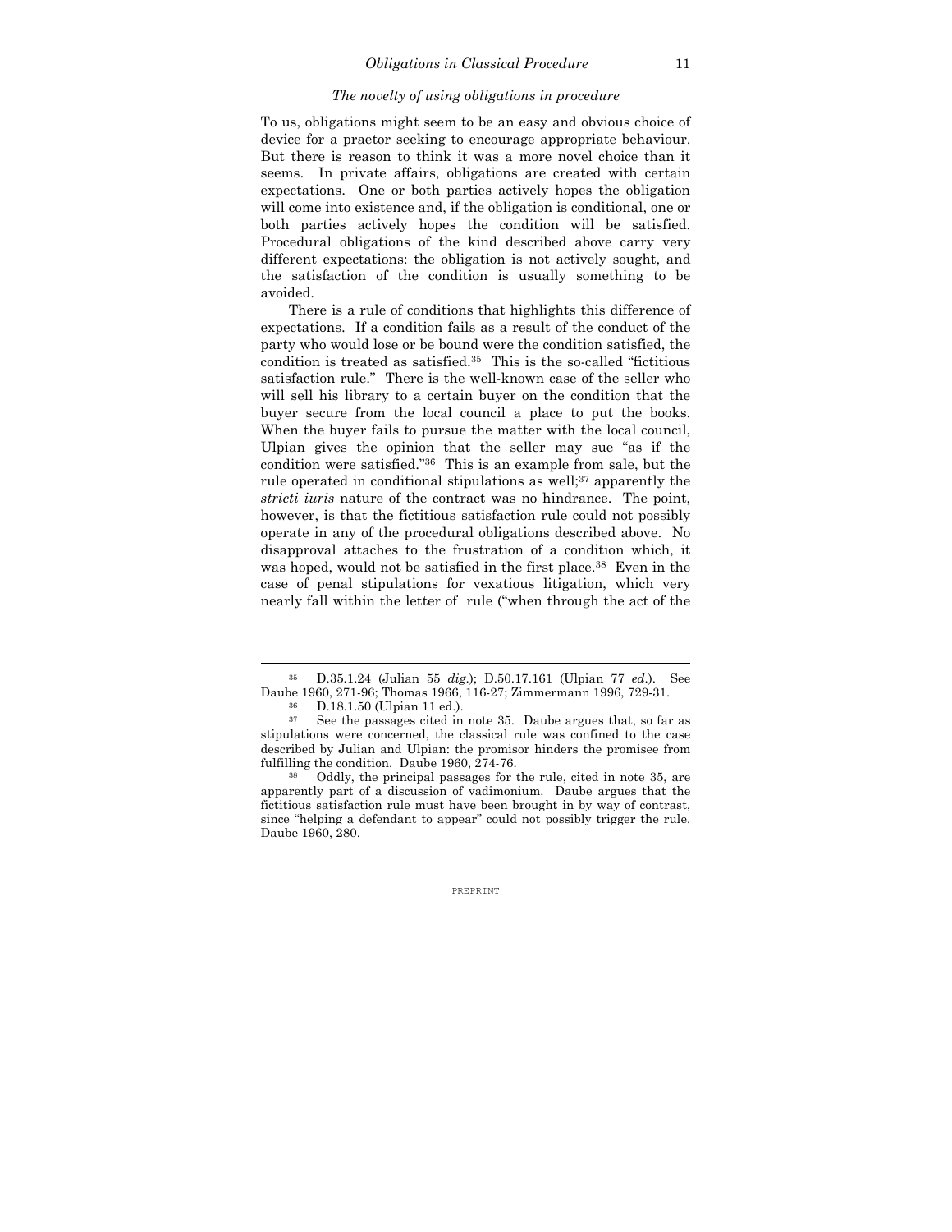### *The novelty of using obligations in procedure*

To us, obligations might seem to be an easy and obvious choice of device for a praetor seeking to encourage appropriate behaviour. But there is reason to think it was a more novel choice than it seems. In private affairs, obligations are created with certain expectations. One or both parties actively hopes the obligation will come into existence and, if the obligation is conditional, one or both parties actively hopes the condition will be satisfied. Procedural obligations of the kind described above carry very different expectations: the obligation is not actively sought, and the satisfaction of the condition is usually something to be avoided.

There is a rule of conditions that highlights this difference of expectations. If a condition fails as a result of the conduct of the party who would lose or be bound were the condition satisfied, the condition is treated as satisfied.[35] This is the so-called "fictitious satisfaction rule." There is the well-known case of the seller who will sell his library to a certain buyer on the condition that the buyer secure from the local council a place to put the books. When the buyer fails to pursue the matter with the local council, Ulpian gives the opinion that the seller may sue "as if the condition were satisfied."[36] This is an example from sale, but the rule operated in conditional stipulations as well;[37] apparently the *stricti iuris* nature of the contract was no hindrance. The point, however, is that the fictitious satisfaction rule could not possibly operate in any of the procedural obligations described above. No disapproval attaches to the frustration of a condition which, it was hoped, would not be satisfied in the first place.[38] Even in the case of penal stipulations for vexatious litigation, which very nearly fall within the letter of rule ("when through the act of the

---

[35] D.35.1.24 (Julian 55 *dig.*); D.50.17.161 (Ulpian 77 *ed.*). See Daube 1960, 271-96; Thomas 1966, 116-27; Zimmermann 1996, 729-31.

[36] D.18.1.50 (Ulpian 11 ed.).

[37] See the passages cited in note 35. Daube argues that, so far as stipulations were concerned, the classical rule was confined to the case described by Julian and Ulpian: the promisor hinders the promisee from fulfilling the condition. Daube 1960, 274-76.

[38] Oddly, the principal passages for the rule, cited in note 35, are apparently part of a discussion of vadimonium. Daube argues that the fictitious satisfaction rule must have been brought in by way of contrast, since "helping a defendant to appear" could not possibly trigger the rule. Daube 1960, 280.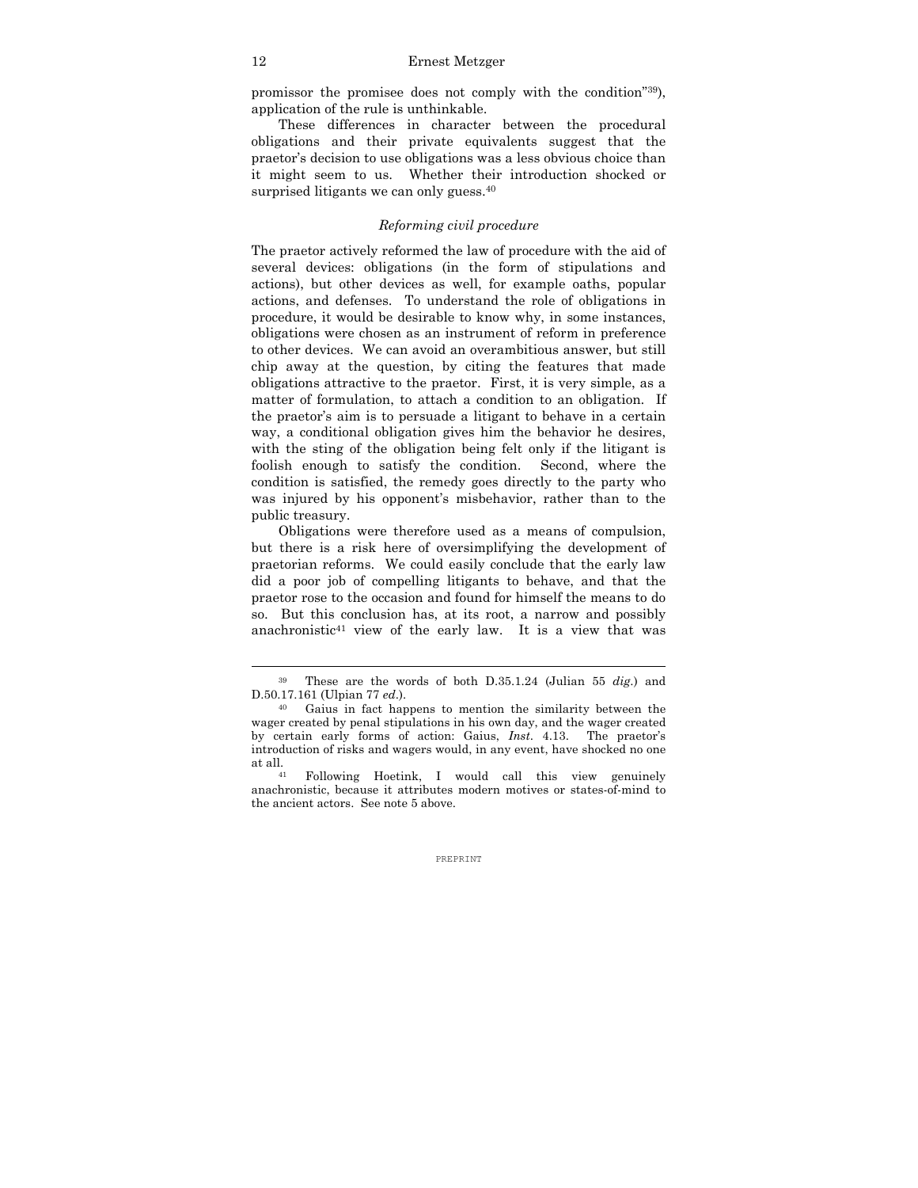promissor the promisee does not comply with the condition"[39]), application of the rule is unthinkable.

These differences in character between the procedural obligations and their private equivalents suggest that the praetor's decision to use obligations was a less obvious choice than it might seem to us. Whether their introduction shocked or surprised litigants we can only guess.[40]

### *Reforming civil procedure*

The praetor actively reformed the law of procedure with the aid of several devices: obligations (in the form of stipulations and actions), but other devices as well, for example oaths, popular actions, and defenses. To understand the role of obligations in procedure, it would be desirable to know why, in some instances, obligations were chosen as an instrument of reform in preference to other devices. We can avoid an overambitious answer, but still chip away at the question, by citing the features that made obligations attractive to the praetor. First, it is very simple, as a matter of formulation, to attach a condition to an obligation. If the praetor's aim is to persuade a litigant to behave in a certain way, a conditional obligation gives him the behavior he desires, with the sting of the obligation being felt only if the litigant is foolish enough to satisfy the condition. Second, where the condition is satisfied, the remedy goes directly to the party who was injured by his opponent's misbehavior, rather than to the public treasury.

Obligations were therefore used as a means of compulsion, but there is a risk here of oversimplifying the development of praetorian reforms. We could easily conclude that the early law did a poor job of compelling litigants to behave, and that the praetor rose to the occasion and found for himself the means to do so. But this conclusion has, at its root, a narrow and possibly anachronistic[41] view of the early law. It is a view that was

---

[39] These are the words of both D.35.1.24 (Julian 55 *dig.*) and D.50.17.161 (Ulpian 77 *ed.*).

[40] Gaius in fact happens to mention the similarity between the wager created by penal stipulations in his own day, and the wager created by certain early forms of action: Gaius, *Inst.* 4.13. The praetor's introduction of risks and wagers would, in any event, have shocked no one at all.

[41] Following Hoetink, I would call this view genuinely anachronistic, because it attributes modern motives or states-of-mind to the ancient actors. See note 5 above.

PREPRINT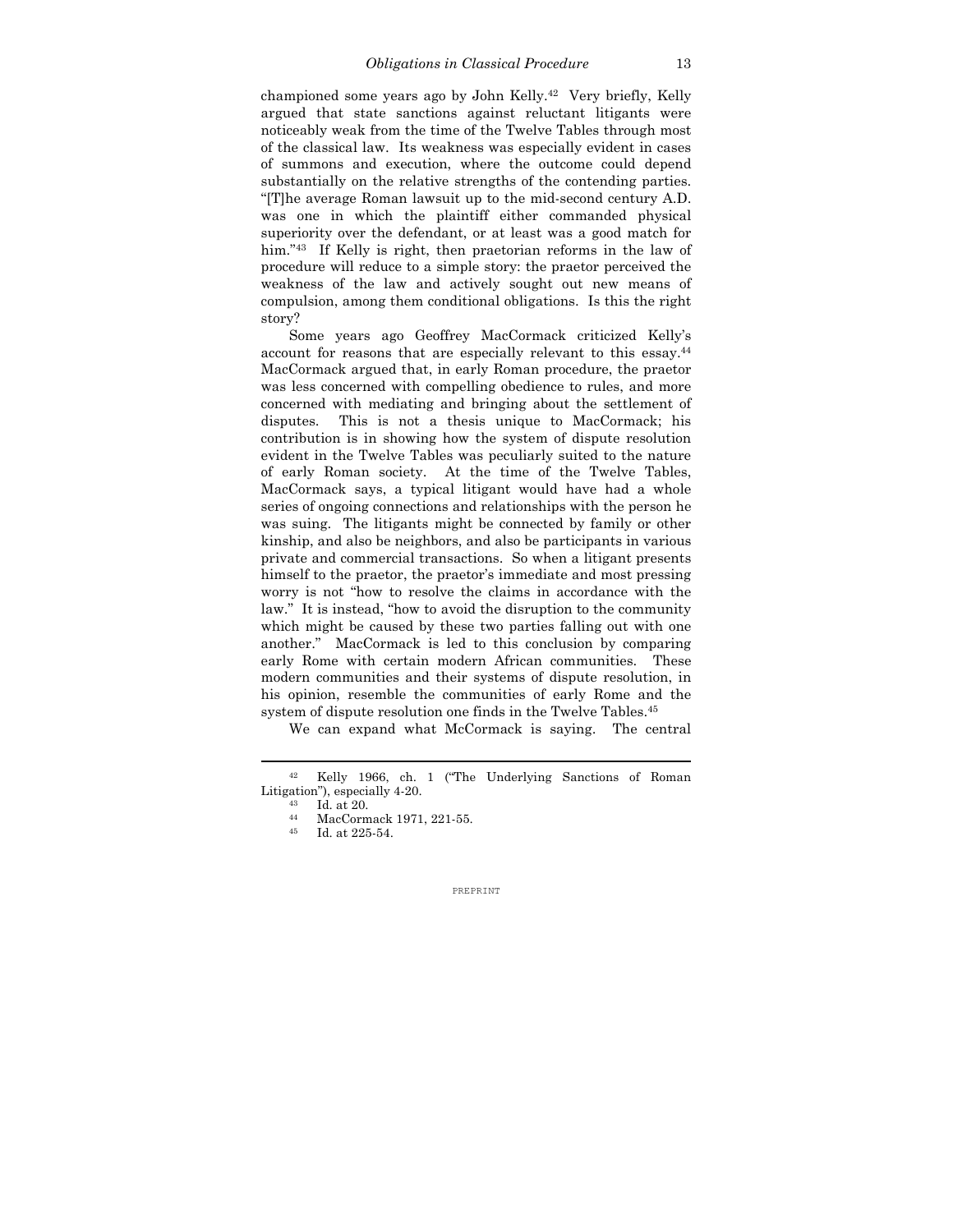championed some years ago by John Kelly.[42] Very briefly, Kelly argued that state sanctions against reluctant litigants were noticeably weak from the time of the Twelve Tables through most of the classical law. Its weakness was especially evident in cases of summons and execution, where the outcome could depend substantially on the relative strengths of the contending parties. "[T]he average Roman lawsuit up to the mid-second century A.D. was one in which the plaintiff either commanded physical superiority over the defendant, or at least was a good match for him."[43] If Kelly is right, then praetorian reforms in the law of procedure will reduce to a simple story: the praetor perceived the weakness of the law and actively sought out new means of compulsion, among them conditional obligations. Is this the right story?

Some years ago Geoffrey MacCormack criticized Kelly's account for reasons that are especially relevant to this essay.[44] MacCormack argued that, in early Roman procedure, the praetor was less concerned with compelling obedience to rules, and more concerned with mediating and bringing about the settlement of disputes. This is not a thesis unique to MacCormack; his contribution is in showing how the system of dispute resolution evident in the Twelve Tables was peculiarly suited to the nature of early Roman society. At the time of the Twelve Tables, MacCormack says, a typical litigant would have had a whole series of ongoing connections and relationships with the person he was suing. The litigants might be connected by family or other kinship, and also be neighbors, and also be participants in various private and commercial transactions. So when a litigant presents himself to the praetor, the praetor's immediate and most pressing worry is not "how to resolve the claims in accordance with the law." It is instead, "how to avoid the disruption to the community which might be caused by these two parties falling out with one another." MacCormack is led to this conclusion by comparing early Rome with certain modern African communities. These modern communities and their systems of dispute resolution, in his opinion, resemble the communities of early Rome and the system of dispute resolution one finds in the Twelve Tables.[45]

We can expand what McCormack is saying. The central

---

[42] Kelly 1966, ch. 1 ("The Underlying Sanctions of Roman Litigation"), especially 4-20.

[43] Id. at 20.

[44] MacCormack 1971, 221-55.

[45] Id. at 225-54.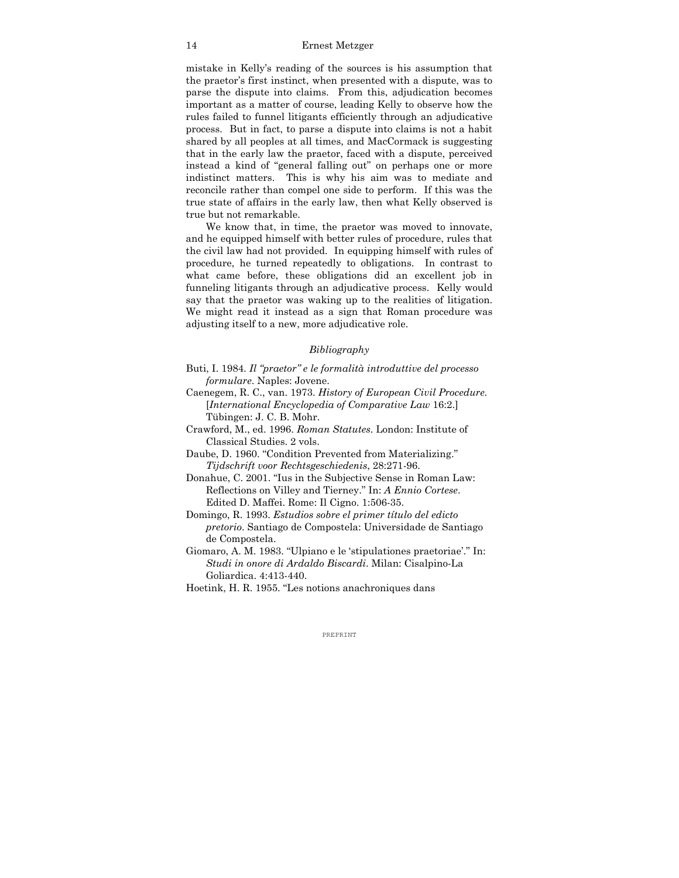mistake in Kelly's reading of the sources is his assumption that the praetor's first instinct, when presented with a dispute, was to parse the dispute into claims. From this, adjudication becomes important as a matter of course, leading Kelly to observe how the rules failed to funnel litigants efficiently through an adjudicative process. But in fact, to parse a dispute into claims is not a habit shared by all peoples at all times, and MacCormack is suggesting that in the early law the praetor, faced with a dispute, perceived instead a kind of "general falling out" on perhaps one or more indistinct matters. This is why his aim was to mediate and reconcile rather than compel one side to perform. If this was the true state of affairs in the early law, then what Kelly observed is true but not remarkable.

We know that, in time, the praetor was moved to innovate, and he equipped himself with better rules of procedure, rules that the civil law had not provided. In equipping himself with rules of procedure, he turned repeatedly to obligations. In contrast to what came before, these obligations did an excellent job in funneling litigants through an adjudicative process. Kelly would say that the praetor was waking up to the realities of litigation. We might read it instead as a sign that Roman procedure was adjusting itself to a new, more adjudicative role.

## *Bibliography*

Buti, I. 1984. *Il "praetor" e le formalità introduttive del processo formulare*. Naples: Jovene.

Caenegem, R. C., van. 1973. *History of European Civil Procedure*. [*International Encyclopedia of Comparative Law* 16:2.] Tübingen: J. C. B. Mohr.

Crawford, M., ed. 1996. *Roman Statutes*. London: Institute of Classical Studies. 2 vols.

Daube, D. 1960. "Condition Prevented from Materializing." *Tijdschrift voor Rechtsgeschiedenis*, 28:271-96.

Donahue, C. 2001. "Ius in the Subjective Sense in Roman Law: Reflections on Villey and Tierney." In: *A Ennio Cortese*. Edited D. Maffei. Rome: Il Cigno. 1:506-35.

Domingo, R. 1993. *Estudios sobre el primer título del edicto pretorio*. Santiago de Compostela: Universidade de Santiago de Compostela.

Giomaro, A. M. 1983. "Ulpiano e le 'stipulationes praetoriae'." In: *Studi in onore di Ardaldo Biscardi*. Milan: Cisalpino-La Goliardica. 4:413-440.

Hoetink, H. R. 1955. "Les notions anachroniques dans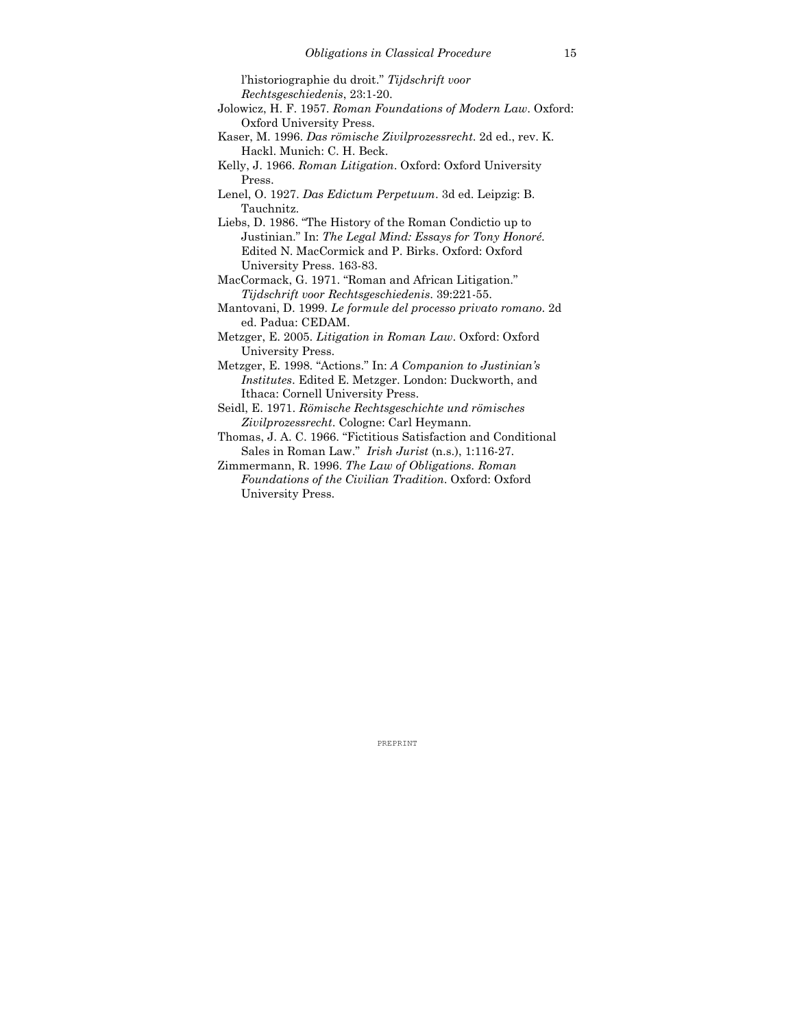l'historiographie du droit." *Tijdschrift voor Rechtsgeschiedenis*, 23:1-20.

Jolowicz, H. F. 1957. *Roman Foundations of Modern Law*. Oxford: Oxford University Press.

Kaser, M. 1996. *Das römische Zivilprozessrecht*. 2d ed., rev. K. Hackl. Munich: C. H. Beck.

Kelly, J. 1966. *Roman Litigation*. Oxford: Oxford University Press.

Lenel, O. 1927. *Das Edictum Perpetuum*. 3d ed. Leipzig: B. Tauchnitz.

Liebs, D. 1986. "The History of the Roman Condictio up to Justinian." In: *The Legal Mind: Essays for Tony Honoré*. Edited N. MacCormick and P. Birks. Oxford: Oxford University Press. 163-83.

MacCormack, G. 1971. "Roman and African Litigation." *Tijdschrift voor Rechtsgeschiedenis*. 39:221-55.

Mantovani, D. 1999. *Le formule del processo privato romano*. 2d ed. Padua: CEDAM.

Metzger, E. 2005. *Litigation in Roman Law*. Oxford: Oxford University Press.

Metzger, E. 1998. "Actions." In: *A Companion to Justinian's Institutes*. Edited E. Metzger. London: Duckworth, and Ithaca: Cornell University Press.

Seidl, E. 1971. *Römische Rechtsgeschichte und römisches Zivilprozessrecht*. Cologne: Carl Heymann.

Thomas, J. A. C. 1966. "Fictitious Satisfaction and Conditional Sales in Roman Law." *Irish Jurist* (n.s.), 1:116-27.

Zimmermann, R. 1996. *The Law of Obligations. Roman Foundations of the Civilian Tradition*. Oxford: Oxford University Press.

PREPRINT